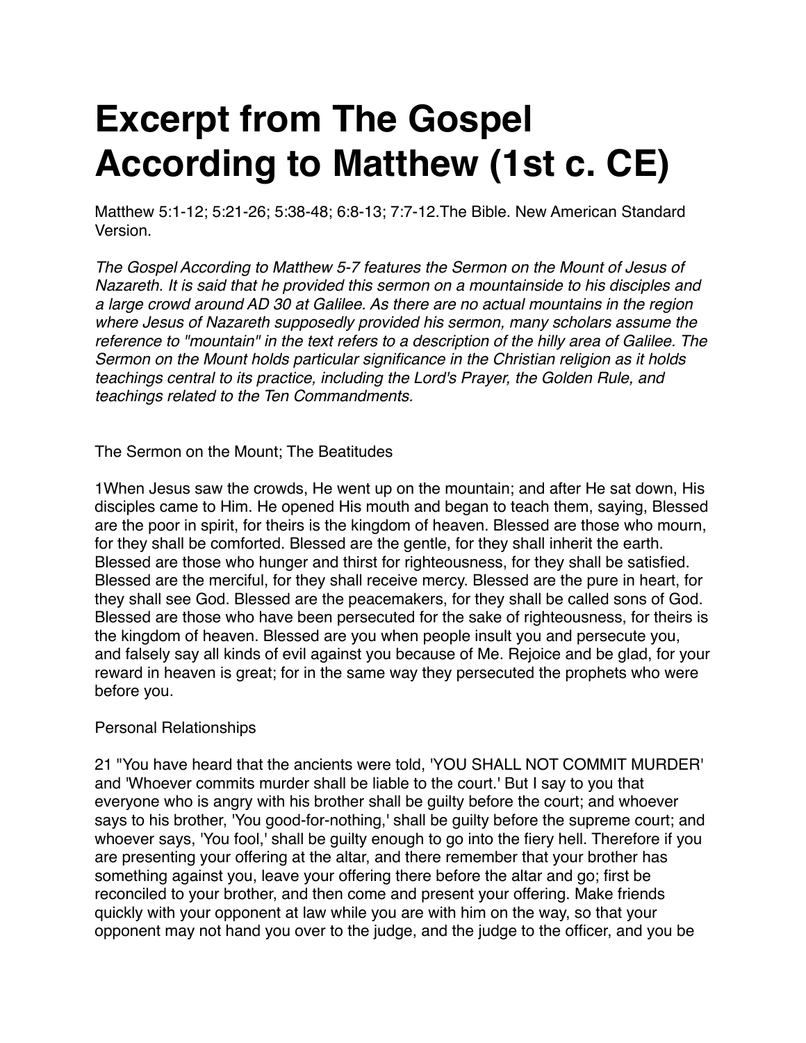# Excerpt from The Gospel According to Matthew (1st c. CE)

Matthew 5:1-12; 5:21-26; 5:38-48; 6:8-13; 7:7-12.The Bible. New American Standard Version.

*The Gospel According to Matthew 5-7 features the Sermon on the Mount of Jesus of Nazareth. It is said that he provided this sermon on a mountainside to his disciples and a large crowd around AD 30 at Galilee. As there are no actual mountains in the region where Jesus of Nazareth supposedly provided his sermon, many scholars assume the reference to "mountain" in the text refers to a description of the hilly area of Galilee. The Sermon on the Mount holds particular significance in the Christian religion as it holds teachings central to its practice, including the Lord's Prayer, the Golden Rule, and teachings related to the Ten Commandments.*

The Sermon on the Mount; The Beatitudes

1When Jesus saw the crowds, He went up on the mountain; and after He sat down, His disciples came to Him. He opened His mouth and began to teach them, saying, Blessed are the poor in spirit, for theirs is the kingdom of heaven. Blessed are those who mourn, for they shall be comforted. Blessed are the gentle, for they shall inherit the earth. Blessed are those who hunger and thirst for righteousness, for they shall be satisfied. Blessed are the merciful, for they shall receive mercy. Blessed are the pure in heart, for they shall see God. Blessed are the peacemakers, for they shall be called sons of God. Blessed are those who have been persecuted for the sake of righteousness, for theirs is the kingdom of heaven. Blessed are you when people insult you and persecute you, and falsely say all kinds of evil against you because of Me. Rejoice and be glad, for your reward in heaven is great; for in the same way they persecuted the prophets who were before you.

Personal Relationships

21 "You have heard that the ancients were told, 'YOU SHALL NOT COMMIT MURDER' and 'Whoever commits murder shall be liable to the court.' But I say to you that everyone who is angry with his brother shall be guilty before the court; and whoever says to his brother, 'You good-for-nothing,' shall be guilty before the supreme court; and whoever says, 'You fool,' shall be guilty enough to go into the fiery hell. Therefore if you are presenting your offering at the altar, and there remember that your brother has something against you, leave your offering there before the altar and go; first be reconciled to your brother, and then come and present your offering. Make friends quickly with your opponent at law while you are with him on the way, so that your opponent may not hand you over to the judge, and the judge to the officer, and you be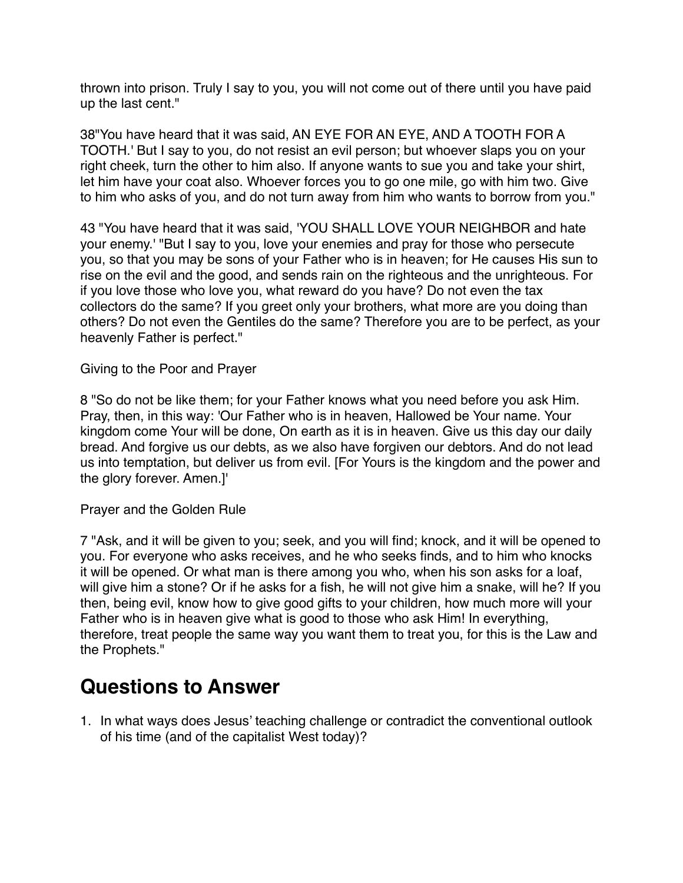thrown into prison. Truly I say to you, you will not come out of there until you have paid up the last cent."

38"You have heard that it was said, AN EYE FOR AN EYE, AND A TOOTH FOR A TOOTH.' But I say to you, do not resist an evil person; but whoever slaps you on your right cheek, turn the other to him also. If anyone wants to sue you and take your shirt, let him have your coat also. Whoever forces you to go one mile, go with him two. Give to him who asks of you, and do not turn away from him who wants to borrow from you."

43 "You have heard that it was said, 'YOU SHALL LOVE YOUR NEIGHBOR and hate your enemy.' "But I say to you, love your enemies and pray for those who persecute you, so that you may be sons of your Father who is in heaven; for He causes His sun to rise on the evil and the good, and sends rain on the righteous and the unrighteous. For if you love those who love you, what reward do you have? Do not even the tax collectors do the same? If you greet only your brothers, what more are you doing than others? Do not even the Gentiles do the same? Therefore you are to be perfect, as your heavenly Father is perfect."

Giving to the Poor and Prayer

8 "So do not be like them; for your Father knows what you need before you ask Him. Pray, then, in this way: 'Our Father who is in heaven, Hallowed be Your name. Your kingdom come Your will be done, On earth as it is in heaven. Give us this day our daily bread. And forgive us our debts, as we also have forgiven our debtors. And do not lead us into temptation, but deliver us from evil. [For Yours is the kingdom and the power and the glory forever. Amen.]'

Prayer and the Golden Rule

7 "Ask, and it will be given to you; seek, and you will find; knock, and it will be opened to you. For everyone who asks receives, and he who seeks finds, and to him who knocks it will be opened. Or what man is there among you who, when his son asks for a loaf, will give him a stone? Or if he asks for a fish, he will not give him a snake, will he? If you then, being evil, know how to give good gifts to your children, how much more will your Father who is in heaven give what is good to those who ask Him! In everything, therefore, treat people the same way you want them to treat you, for this is the Law and the Prophets."

# Questions to Answer

1. In what ways does Jesus' teaching challenge or contradict the conventional outlook of his time (and of the capitalist West today)?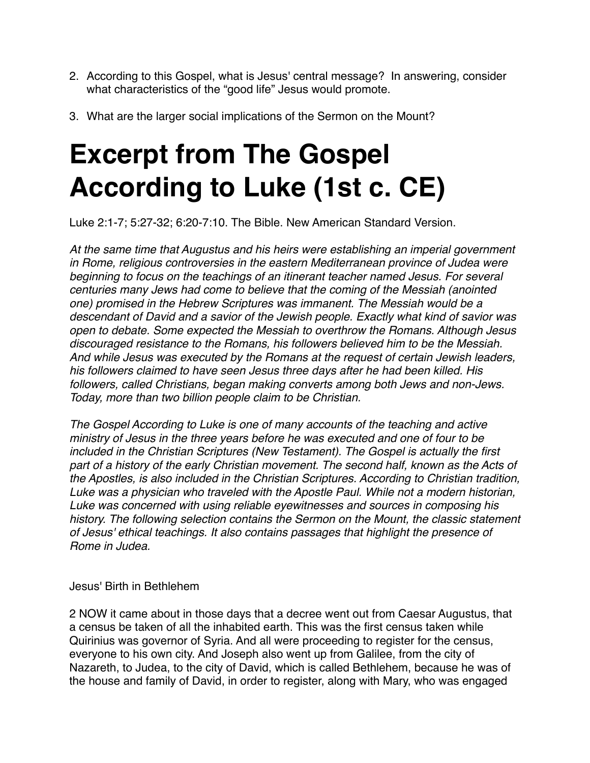2. According to this Gospel, what is Jesus' central message? In answering, consider what characteristics of the “good life” Jesus would promote.

3. What are the larger social implications of the Sermon on the Mount?

# Excerpt from The Gospel According to Luke (1st c. CE)

Luke 2:1-7; 5:27-32; 6:20-7:10. The Bible. New American Standard Version.

*At the same time that Augustus and his heirs were establishing an imperial government in Rome, religious controversies in the eastern Mediterranean province of Judea were beginning to focus on the teachings of an itinerant teacher named Jesus. For several centuries many Jews had come to believe that the coming of the Messiah (anointed one) promised in the Hebrew Scriptures was immanent. The Messiah would be a descendant of David and a savior of the Jewish people. Exactly what kind of savior was open to debate. Some expected the Messiah to overthrow the Romans. Although Jesus discouraged resistance to the Romans, his followers believed him to be the Messiah. And while Jesus was executed by the Romans at the request of certain Jewish leaders, his followers claimed to have seen Jesus three days after he had been killed. His followers, called Christians, began making converts among both Jews and non-Jews. Today, more than two billion people claim to be Christian.*

*The Gospel According to Luke is one of many accounts of the teaching and active ministry of Jesus in the three years before he was executed and one of four to be included in the Christian Scriptures (New Testament). The Gospel is actually the first part of a history of the early Christian movement. The second half, known as the Acts of the Apostles, is also included in the Christian Scriptures. According to Christian tradition, Luke was a physician who traveled with the Apostle Paul. While not a modern historian, Luke was concerned with using reliable eyewitnesses and sources in composing his history. The following selection contains the Sermon on the Mount, the classic statement of Jesus' ethical teachings. It also contains passages that highlight the presence of Rome in Judea.*

Jesus' Birth in Bethlehem

2 NOW it came about in those days that a decree went out from Caesar Augustus, that a census be taken of all the inhabited earth. This was the first census taken while Quirinius was governor of Syria. And all were proceeding to register for the census, everyone to his own city. And Joseph also went up from Galilee, from the city of Nazareth, to Judea, to the city of David, which is called Bethlehem, because he was of the house and family of David, in order to register, along with Mary, who was engaged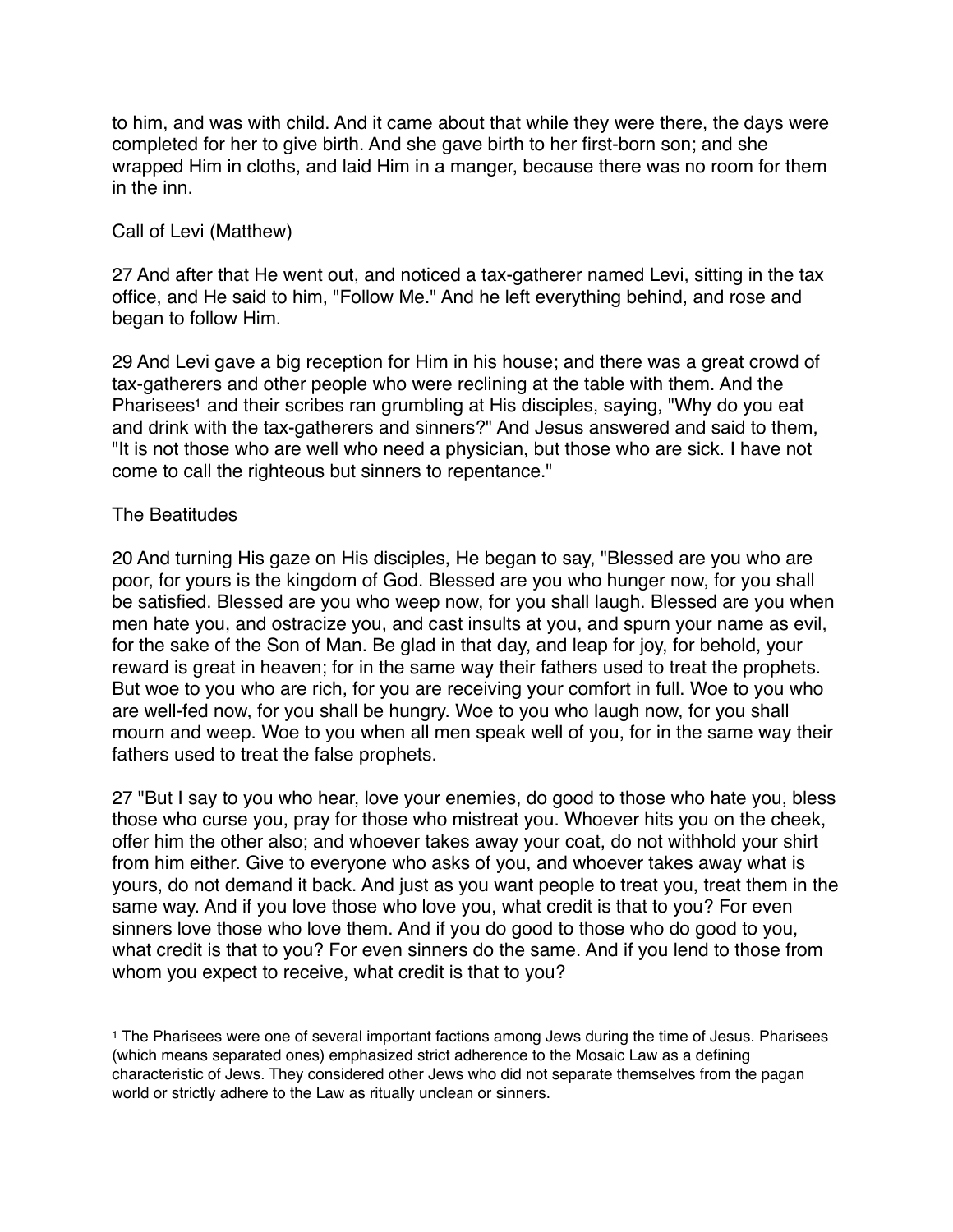to him, and was with child. And it came about that while they were there, the days were completed for her to give birth. And she gave birth to her first-born son; and she wrapped Him in cloths, and laid Him in a manger, because there was no room for them in the inn.

## Call of Levi (Matthew)

27 And after that He went out, and noticed a tax-gatherer named Levi, sitting in the tax office, and He said to him, "Follow Me." And he left everything behind, and rose and began to follow Him.

29 And Levi gave a big reception for Him in his house; and there was a great crowd of tax-gatherers and other people who were reclining at the table with them. And the Pharisees[1] and their scribes ran grumbling at His disciples, saying, "Why do you eat and drink with the tax-gatherers and sinners?" And Jesus answered and said to them, "It is not those who are well who need a physician, but those who are sick. I have not come to call the righteous but sinners to repentance."

## The Beatitudes

20 And turning His gaze on His disciples, He began to say, "Blessed are you who are poor, for yours is the kingdom of God. Blessed are you who hunger now, for you shall be satisfied. Blessed are you who weep now, for you shall laugh. Blessed are you when men hate you, and ostracize you, and cast insults at you, and spurn your name as evil, for the sake of the Son of Man. Be glad in that day, and leap for joy, for behold, your reward is great in heaven; for in the same way their fathers used to treat the prophets. But woe to you who are rich, for you are receiving your comfort in full. Woe to you who are well-fed now, for you shall be hungry. Woe to you who laugh now, for you shall mourn and weep. Woe to you when all men speak well of you, for in the same way their fathers used to treat the false prophets.

27 "But I say to you who hear, love your enemies, do good to those who hate you, bless those who curse you, pray for those who mistreat you. Whoever hits you on the cheek, offer him the other also; and whoever takes away your coat, do not withhold your shirt from him either. Give to everyone who asks of you, and whoever takes away what is yours, do not demand it back. And just as you want people to treat you, treat them in the same way. And if you love those who love you, what credit is that to you? For even sinners love those who love them. And if you do good to those who do good to you, what credit is that to you? For even sinners do the same. And if you lend to those from whom you expect to receive, what credit is that to you?

---

[1] The Pharisees were one of several important factions among Jews during the time of Jesus. Pharisees (which means separated ones) emphasized strict adherence to the Mosaic Law as a defining characteristic of Jews. They considered other Jews who did not separate themselves from the pagan world or strictly adhere to the Law as ritually unclean or sinners.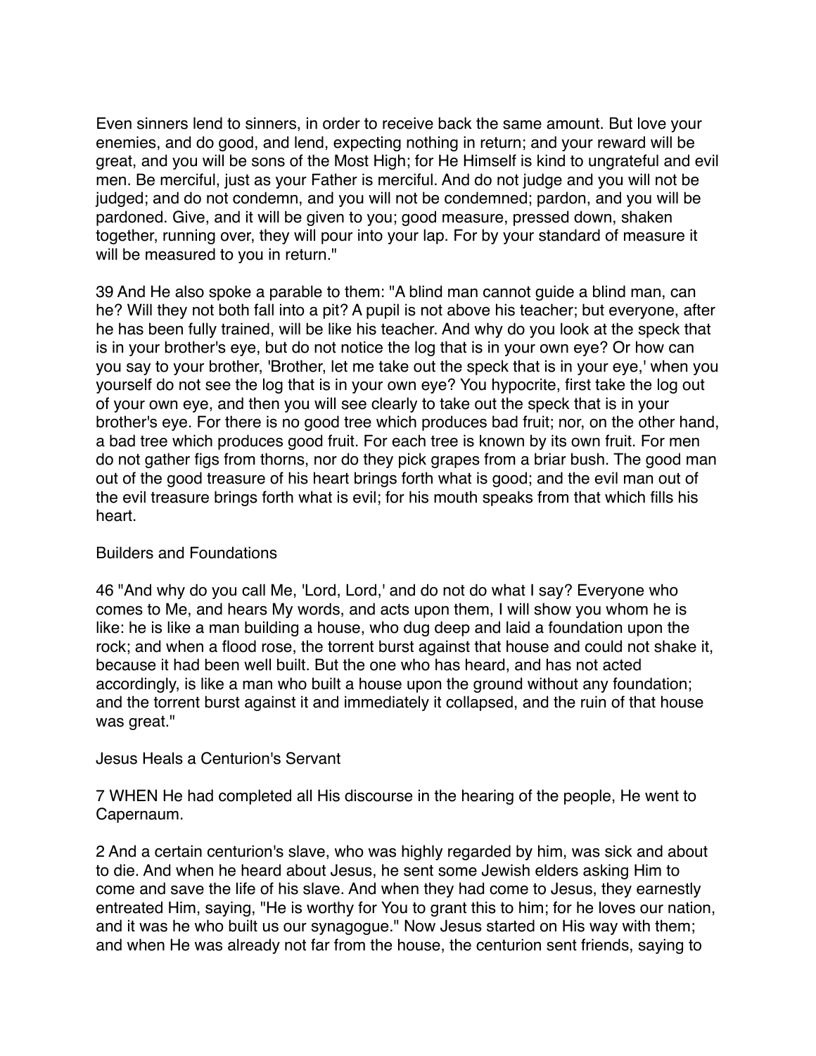Even sinners lend to sinners, in order to receive back the same amount. But love your enemies, and do good, and lend, expecting nothing in return; and your reward will be great, and you will be sons of the Most High; for He Himself is kind to ungrateful and evil men. Be merciful, just as your Father is merciful. And do not judge and you will not be judged; and do not condemn, and you will not be condemned; pardon, and you will be pardoned. Give, and it will be given to you; good measure, pressed down, shaken together, running over, they will pour into your lap. For by your standard of measure it will be measured to you in return."

39 And He also spoke a parable to them: "A blind man cannot guide a blind man, can he? Will they not both fall into a pit? A pupil is not above his teacher; but everyone, after he has been fully trained, will be like his teacher. And why do you look at the speck that is in your brother's eye, but do not notice the log that is in your own eye? Or how can you say to your brother, 'Brother, let me take out the speck that is in your eye,' when you yourself do not see the log that is in your own eye? You hypocrite, first take the log out of your own eye, and then you will see clearly to take out the speck that is in your brother's eye. For there is no good tree which produces bad fruit; nor, on the other hand, a bad tree which produces good fruit. For each tree is known by its own fruit. For men do not gather figs from thorns, nor do they pick grapes from a briar bush. The good man out of the good treasure of his heart brings forth what is good; and the evil man out of the evil treasure brings forth what is evil; for his mouth speaks from that which fills his heart.

## Builders and Foundations

46 "And why do you call Me, 'Lord, Lord,' and do not do what I say? Everyone who comes to Me, and hears My words, and acts upon them, I will show you whom he is like: he is like a man building a house, who dug deep and laid a foundation upon the rock; and when a flood rose, the torrent burst against that house and could not shake it, because it had been well built. But the one who has heard, and has not acted accordingly, is like a man who built a house upon the ground without any foundation; and the torrent burst against it and immediately it collapsed, and the ruin of that house was great."

## Jesus Heals a Centurion's Servant

7 WHEN He had completed all His discourse in the hearing of the people, He went to Capernaum.

2 And a certain centurion's slave, who was highly regarded by him, was sick and about to die. And when he heard about Jesus, he sent some Jewish elders asking Him to come and save the life of his slave. And when they had come to Jesus, they earnestly entreated Him, saying, "He is worthy for You to grant this to him; for he loves our nation, and it was he who built us our synagogue." Now Jesus started on His way with them; and when He was already not far from the house, the centurion sent friends, saying to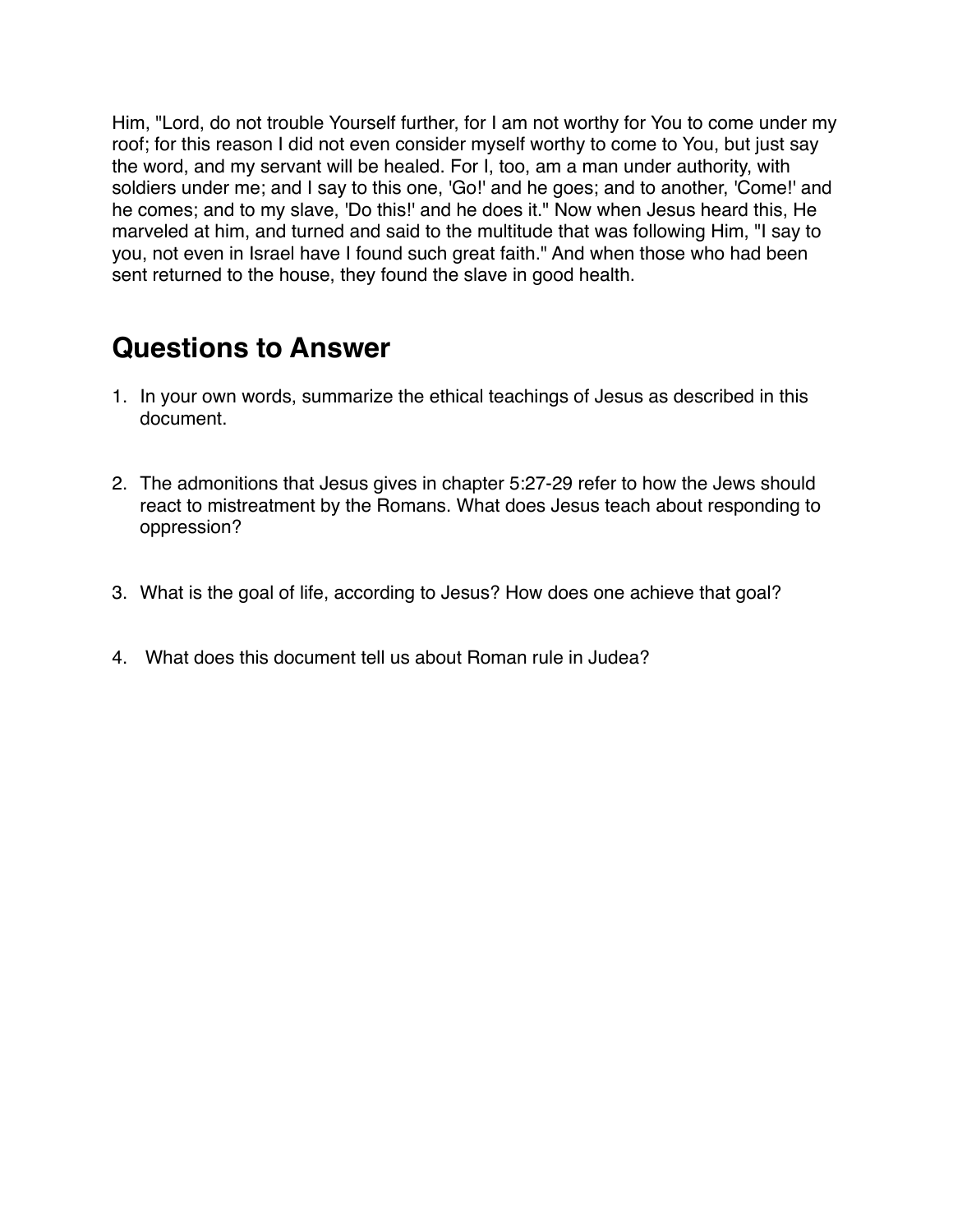Him, "Lord, do not trouble Yourself further, for I am not worthy for You to come under my roof; for this reason I did not even consider myself worthy to come to You, but just say the word, and my servant will be healed. For I, too, am a man under authority, with soldiers under me; and I say to this one, 'Go!' and he goes; and to another, 'Come!' and he comes; and to my slave, 'Do this!' and he does it." Now when Jesus heard this, He marveled at him, and turned and said to the multitude that was following Him, "I say to you, not even in Israel have I found such great faith." And when those who had been sent returned to the house, they found the slave in good health.

## Questions to Answer

1. In your own words, summarize the ethical teachings of Jesus as described in this document.

2. The admonitions that Jesus gives in chapter 5:27-29 refer to how the Jews should react to mistreatment by the Romans. What does Jesus teach about responding to oppression?

3. What is the goal of life, according to Jesus? How does one achieve that goal?

4. What does this document tell us about Roman rule in Judea?